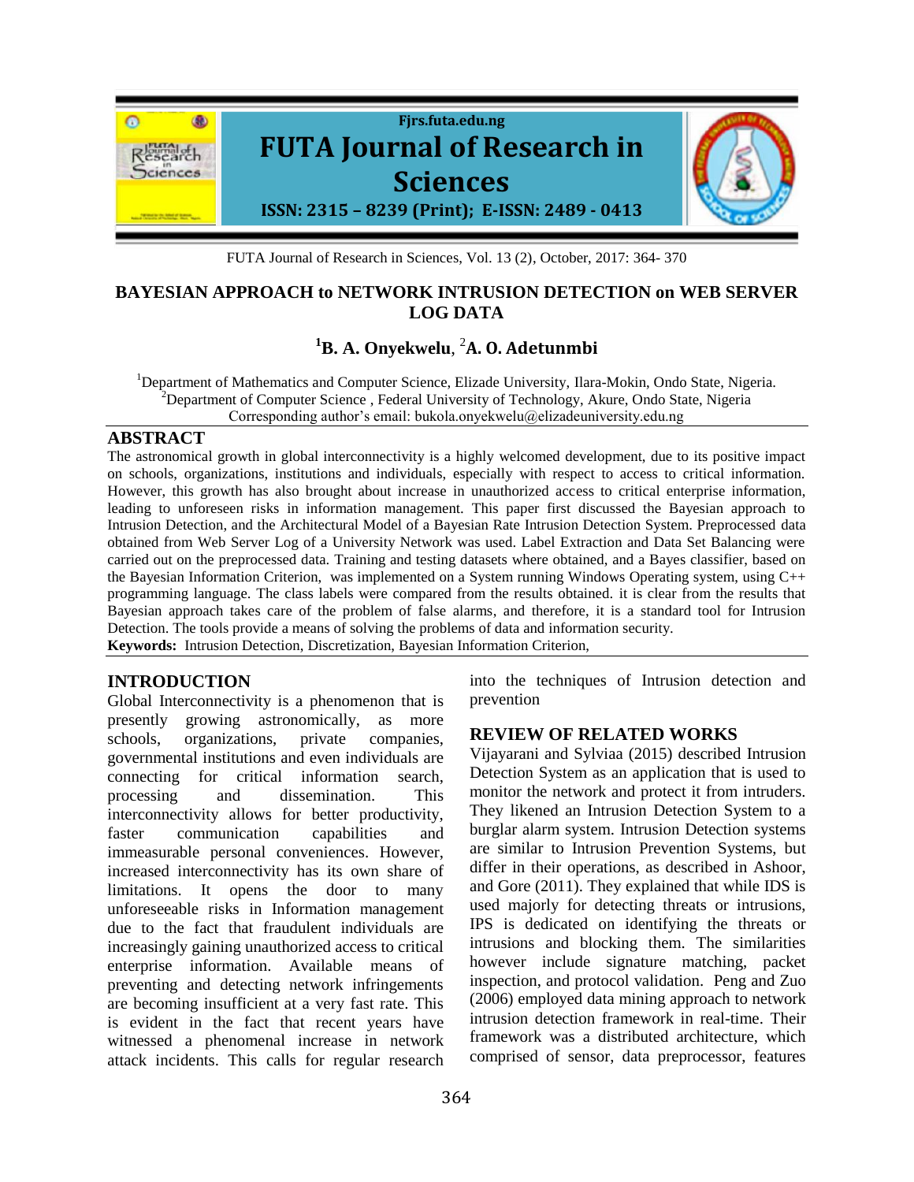# BAYESIAN APPROACH to NETWORK INTRUSION DETECTION on WEB SERVER LOG DATA

**[1]B. A. Onyekwelu**, [2]**A. O. Adetunmbi**

[1]Department of Mathematics and Computer Science, Elizade University, Ilara-Mokin, Ondo State, Nigeria.
[2]Department of Computer Science , Federal University of Technology, Akure, Ondo State, Nigeria
Corresponding author's email: bukola.onyekwelu@elizadeuniversity.edu.ng

## ABSTRACT

The astronomical growth in global interconnectivity is a highly welcomed development, due to its positive impact on schools, organizations, institutions and individuals, especially with respect to access to critical information. However, this growth has also brought about increase in unauthorized access to critical enterprise information, leading to unforeseen risks in information management. This paper first discussed the Bayesian approach to Intrusion Detection, and the Architectural Model of a Bayesian Rate Intrusion Detection System. Preprocessed data obtained from Web Server Log of a University Network was used. Label Extraction and Data Set Balancing were carried out on the preprocessed data. Training and testing datasets where obtained, and a Bayes classifier, based on the Bayesian Information Criterion, was implemented on a System running Windows Operating system, using C++ programming language. The class labels were compared from the results obtained. it is clear from the results that Bayesian approach takes care of the problem of false alarms, and therefore, it is a standard tool for Intrusion Detection. The tools provide a means of solving the problems of data and information security.

**Keywords:** Intrusion Detection, Discretization, Bayesian Information Criterion,

## INTRODUCTION

Global Interconnectivity is a phenomenon that is presently growing astronomically, as more schools, organizations, private companies, governmental institutions and even individuals are connecting for critical information search, processing and dissemination. This interconnectivity allows for better productivity, faster communication capabilities and immeasurable personal conveniences. However, increased interconnectivity has its own share of limitations. It opens the door to many unforeseeable risks in Information management due to the fact that fraudulent individuals are increasingly gaining unauthorized access to critical enterprise information. Available means of preventing and detecting network infringements are becoming insufficient at a very fast rate. This is evident in the fact that recent years have witnessed a phenomenal increase in network attack incidents. This calls for regular research into the techniques of Intrusion detection and prevention

## REVIEW OF RELATED WORKS

Vijayarani and Sylviaa (2015) described Intrusion Detection System as an application that is used to monitor the network and protect it from intruders. They likened an Intrusion Detection System to a burglar alarm system. Intrusion Detection systems are similar to Intrusion Prevention Systems, but differ in their operations, as described in Ashoor, and Gore (2011). They explained that while IDS is used majorly for detecting threats or intrusions, IPS is dedicated on identifying the threats or intrusions and blocking them. The similarities however include signature matching, packet inspection, and protocol validation. Peng and Zuo (2006) employed data mining approach to network intrusion detection framework in real-time. Their framework was a distributed architecture, which comprised of sensor, data preprocessor, features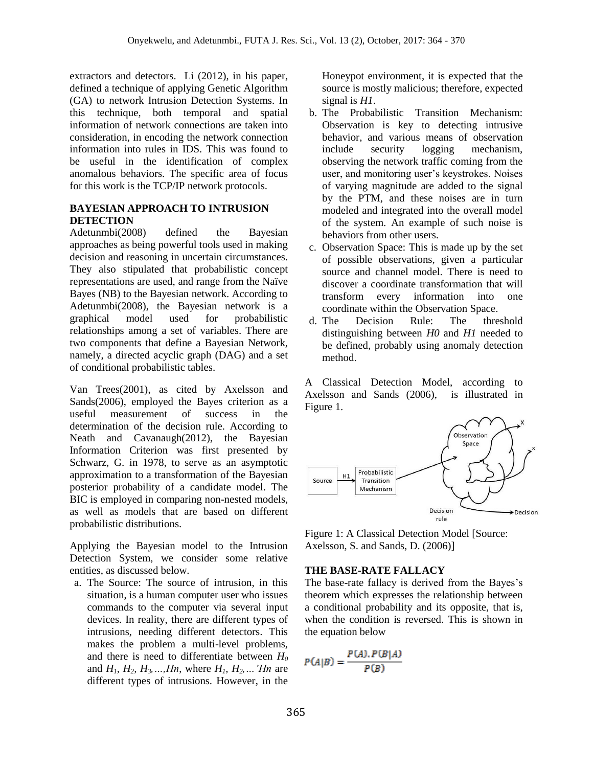extractors and detectors. Li (2012), in his paper, defined a technique of applying Genetic Algorithm (GA) to network Intrusion Detection Systems. In this technique, both temporal and spatial information of network connections are taken into consideration, in encoding the network connection information into rules in IDS. This was found to be useful in the identification of complex anomalous behaviors. The specific area of focus for this work is the TCP/IP network protocols.

## BAYESIAN APPROACH TO INTRUSION DETECTION

Adetunmbi(2008) defined the Bayesian approaches as being powerful tools used in making decision and reasoning in uncertain circumstances. They also stipulated that probabilistic concept representations are used, and range from the Naïve Bayes (NB) to the Bayesian network. According to Adetunmbi(2008), the Bayesian network is a graphical model used for probabilistic relationships among a set of variables. There are two components that define a Bayesian Network, namely, a directed acyclic graph (DAG) and a set of conditional probabilistic tables.

Van Trees(2001), as cited by Axelsson and Sands(2006), employed the Bayes criterion as a useful measurement of success in the determination of the decision rule. According to Neath and Cavanaugh(2012), the Bayesian Information Criterion was first presented by Schwarz, G. in 1978, to serve as an asymptotic approximation to a transformation of the Bayesian posterior probability of a candidate model. The BIC is employed in comparing non-nested models, as well as models that are based on different probabilistic distributions.

Applying the Bayesian model to the Intrusion Detection System, we consider some relative entities, as discussed below.

a. The Source: The source of intrusion, in this situation, is a human computer user who issues commands to the computer via several input devices. In reality, there are different types of intrusions, needing different detectors. This makes the problem a multi-level problems, and there is need to differentiate between $H_0$ and $H_1, H_2, H_3, \ldots, Hn$, where $H_1, H_2, \ldots$ '$Hn$ are different types of intrusions. However, in the Honeypot environment, it is expected that the source is mostly malicious; therefore, expected signal is $H1$.
b. The Probabilistic Transition Mechanism: Observation is key to detecting intrusive behavior, and various means of observation include security logging mechanism, observing the network traffic coming from the user, and monitoring user's keystrokes. Noises of varying magnitude are added to the signal by the PTM, and these noises are in turn modeled and integrated into the overall model of the system. An example of such noise is behaviors from other users.
c. Observation Space: This is made up by the set of possible observations, given a particular source and channel model. There is need to discover a coordinate transformation that will transform every information into one coordinate within the Observation Space.
d. The Decision Rule: The threshold distinguishing between $H0$ and $H1$ needed to be defined, probably using anomaly detection method.

A Classical Detection Model, according to Axelsson and Sands (2006), is illustrated in Figure 1.

Figure 1: A Classical Detection Model [Source: Axelsson, S. and Sands, D. (2006)]

## THE BASE-RATE FALLACY

The base-rate fallacy is derived from the Bayes's theorem which expresses the relationship between a conditional probability and its opposite, that is, when the condition is reversed. This is shown in the equation below

$$P(A|B) = \frac{P(A).P(B|A)}{P(B)}$$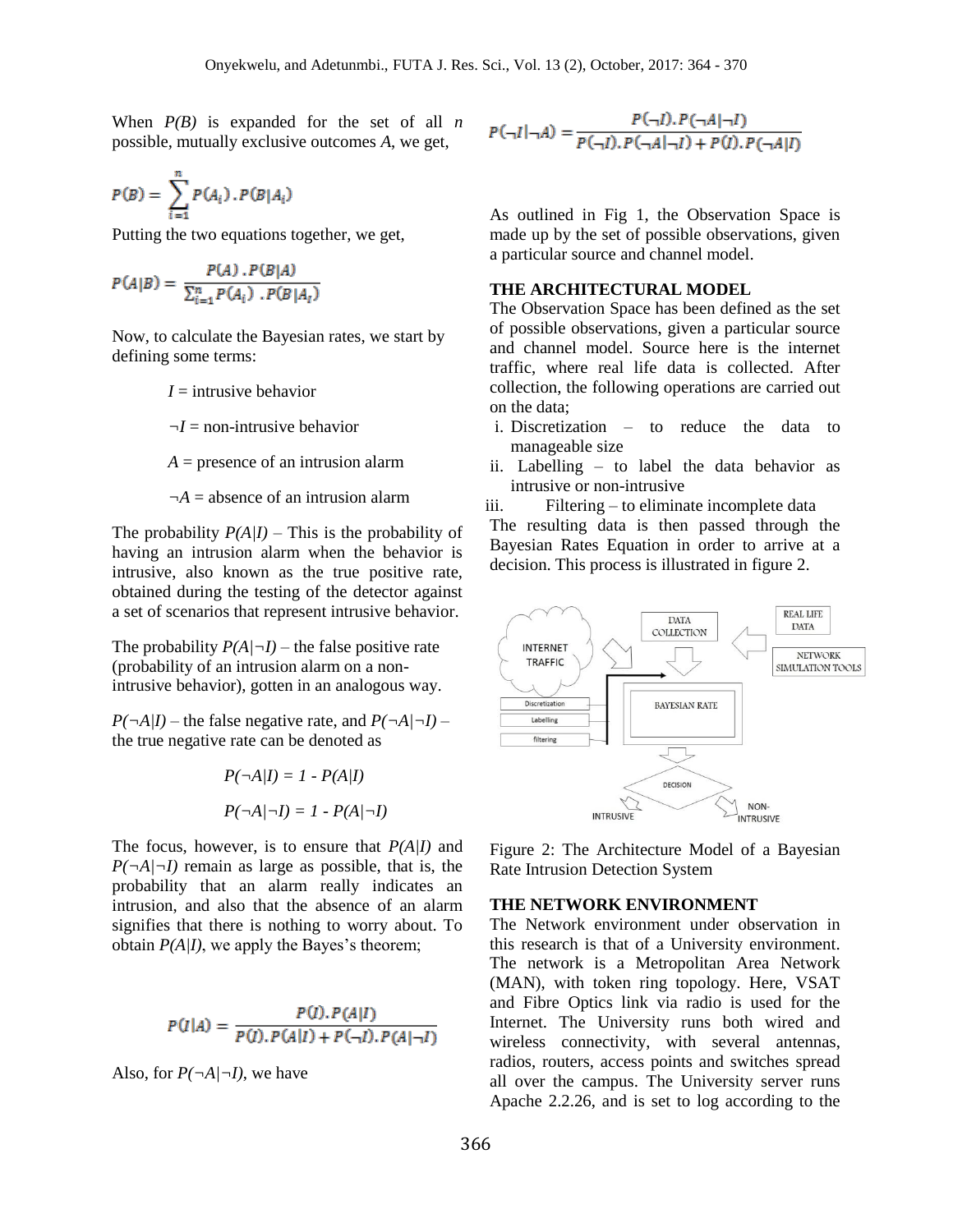When $P(B)$ is expanded for the set of all $n$ possible, mutually exclusive outcomes $A$, we get,

$$P(B) = \sum_{i=1}^{n} P(A_i) . P(B|A_i)$$

Putting the two equations together, we get,

$$P(A|B) = \frac{P(A) . P(B|A)}{\sum_{i=1}^{n} P(A_i) . P(B|A_i)}$$

Now, to calculate the Bayesian rates, we start by defining some terms:

$I$ = intrusive behavior

$\neg I$ = non-intrusive behavior

$A$ = presence of an intrusion alarm

$\neg A$ = absence of an intrusion alarm

The probability $P(A|I)$ – This is the probability of having an intrusion alarm when the behavior is intrusive, also known as the true positive rate, obtained during the testing of the detector against a set of scenarios that represent intrusive behavior.

The probability $P(A|\neg I)$ – the false positive rate (probability of an intrusion alarm on a non-intrusive behavior), gotten in an analogous way.

$P(\neg A|I)$ – the false negative rate, and $P(\neg A|\neg I)$ – the true negative rate can be denoted as

$$P(\neg A|I) = 1 - P(A|I)$$

$$P(\neg A|\neg I) = 1 - P(A|\neg I)$$

The focus, however, is to ensure that $P(A|I)$ and $P(\neg A|\neg I)$ remain as large as possible, that is, the probability that an alarm really indicates an intrusion, and also that the absence of an alarm signifies that there is nothing to worry about. To obtain $P(A|I)$, we apply the Bayes's theorem;

$$P(I|A) = \frac{P(I).P(A|I)}{P(I).P(A|I) + P(\neg I).P(A|\neg I)}$$

Also, for $P(\neg A|\neg I)$, we have

$$P(\neg I|\neg A) = \frac{P(\neg I).P(\neg A|\neg I)}{P(\neg I).P(\neg A|\neg I) + P(I).P(\neg A|I)}$$

As outlined in Fig 1, the Observation Space is made up by the set of possible observations, given a particular source and channel model.

## THE ARCHITECTURAL MODEL

The Observation Space has been defined as the set of possible observations, given a particular source and channel model. Source here is the internet traffic, where real life data is collected. After collection, the following operations are carried out on the data;

i. Discretization – to reduce the data to manageable size
ii. Labelling – to label the data behavior as intrusive or non-intrusive
iii. Filtering – to eliminate incomplete data

The resulting data is then passed through the Bayesian Rates Equation in order to arrive at a decision. This process is illustrated in figure 2.

Figure 2: The Architecture Model of a Bayesian Rate Intrusion Detection System

## THE NETWORK ENVIRONMENT

The Network environment under observation in this research is that of a University environment. The network is a Metropolitan Area Network (MAN), with token ring topology. Here, VSAT and Fibre Optics link via radio is used for the Internet. The University runs both wired and wireless connectivity, with several antennas, radios, routers, access points and switches spread all over the campus. The University server runs Apache 2.2.26, and is set to log according to the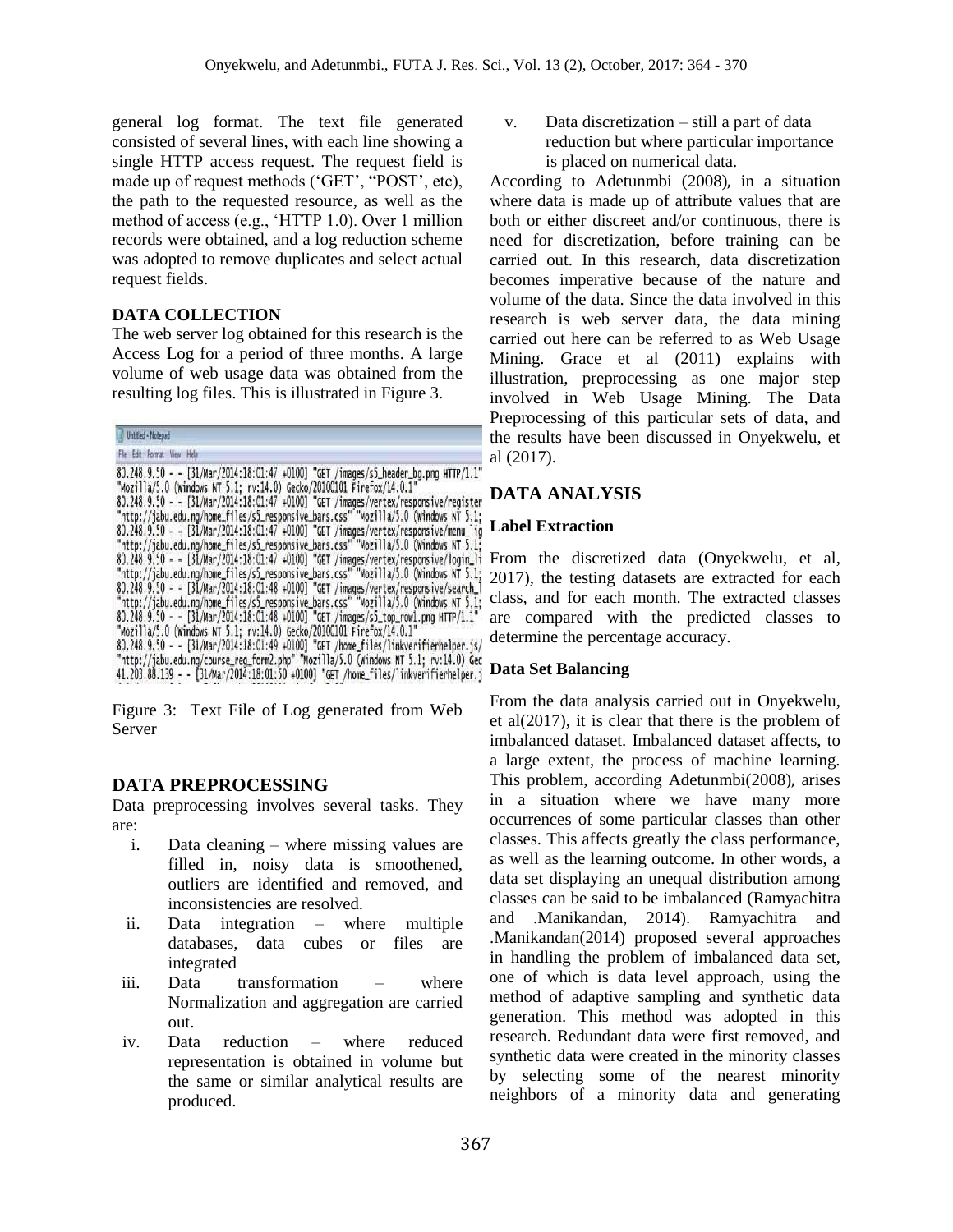general log format. The text file generated consisted of several lines, with each line showing a single HTTP access request. The request field is made up of request methods ('GET', "POST', etc), the path to the requested resource, as well as the method of access (e.g., 'HTTP 1.0). Over 1 million records were obtained, and a log reduction scheme was adopted to remove duplicates and select actual request fields.

**DATA COLLECTION**

The web server log obtained for this research is the Access Log for a period of three months. A large volume of web usage data was obtained from the resulting log files. This is illustrated in Figure 3.

```
80.248.9.50 - - [31/Mar/2014:18:01:47 +0100] "GET /images/s5_header_bg.png HTTP/1.1"
"Mozilla/5.0 (Windows NT 5.1; rv:14.0) Gecko/20100101 Firefox/14.0.1"
80.248.9.50 - - [31/Mar/2014:18:01:47 +0100] "GET /images/vertex/responsive/register
"http://jabu.edu.ng/home_files/s5_responsive_bars.css" "Mozilla/5.0 (Windows NT 5.1;
80.248.9.50 - - [31/Mar/2014:18:01:47 +0100] "GET /images/vertex/responsive/menu_lig
"http://jabu.edu.ng/home_files/s5_responsive_bars.css" "Mozilla/5.0 (Windows NT 5.1;
80.248.9.50 - - [31/Mar/2014:18:01:47 +0100] "GET /images/vertex/responsive/login_li
"http://jabu.edu.ng/home_files/s5_responsive_bars.css" "Mozilla/5.0 (Windows NT 5.1;
80.248.9.50 - - [31/Mar/2014:18:01:48 +0100] "GET /images/vertex/responsive/search_l
"http://jabu.edu.ng/home_files/s5_responsive_bars.css" "Mozilla/5.0 (Windows NT 5.1;
80.248.9.50 - - [31/Mar/2014:18:01:48 +0100] "GET /images/s5_top_row1.png HTTP/1.1"
"Mozilla/5.0 (Windows NT 5.1; rv:14.0) Gecko/20100101 Firefox/14.0.1"
80.248.9.50 - - [31/Mar/2014:18:01:49 +0100] "GET /home_files/linkverifierhelper.js/
"http://jabu.edu.ng/course_reg_form2.php" "Mozilla/5.0 (Windows NT 5.1; rv:14.0) Gec
41.203.88.139 - - [31/Mar/2014:18:01:50 +0100] "GET /home_files/linkverifierhelper.j
```

Figure 3: Text File of Log generated from Web Server

## DATA PREPROCESSING

Data preprocessing involves several tasks. They are:

i. Data cleaning – where missing values are filled in, noisy data is smoothened, outliers are identified and removed, and inconsistencies are resolved.
ii. Data integration – where multiple databases, data cubes or files are integrated
iii. Data transformation – where Normalization and aggregation are carried out.
iv. Data reduction – where reduced representation is obtained in volume but the same or similar analytical results are produced.
v. Data discretization – still a part of data reduction but where particular importance is placed on numerical data.

According to Adetunmbi (2008), in a situation where data is made up of attribute values that are both or either discreet and/or continuous, there is need for discretization, before training can be carried out. In this research, data discretization becomes imperative because of the nature and volume of the data. Since the data involved in this research is web server data, the data mining carried out here can be referred to as Web Usage Mining. Grace et al (2011) explains with illustration, preprocessing as one major step involved in Web Usage Mining. The Data Preprocessing of this particular sets of data, and the results have been discussed in Onyekwelu, et al (2017).

## DATA ANALYSIS

**Label Extraction**

From the discretized data (Onyekwelu, et al, 2017), the testing datasets are extracted for each class, and for each month. The extracted classes are compared with the predicted classes to determine the percentage accuracy.

**Data Set Balancing**

From the data analysis carried out in Onyekwelu, et al(2017), it is clear that there is the problem of imbalanced dataset. Imbalanced dataset affects, to a large extent, the process of machine learning. This problem, according Adetunmbi(2008), arises in a situation where we have many more occurrences of some particular classes than other classes. This affects greatly the class performance, as well as the learning outcome. In other words, a data set displaying an unequal distribution among classes can be said to be imbalanced (Ramyachitra and .Manikandan, 2014). Ramyachitra and .Manikandan(2014) proposed several approaches in handling the problem of imbalanced data set, one of which is data level approach, using the method of adaptive sampling and synthetic data generation. This method was adopted in this research. Redundant data were first removed, and synthetic data were created in the minority classes by selecting some of the nearest minority neighbors of a minority data and generating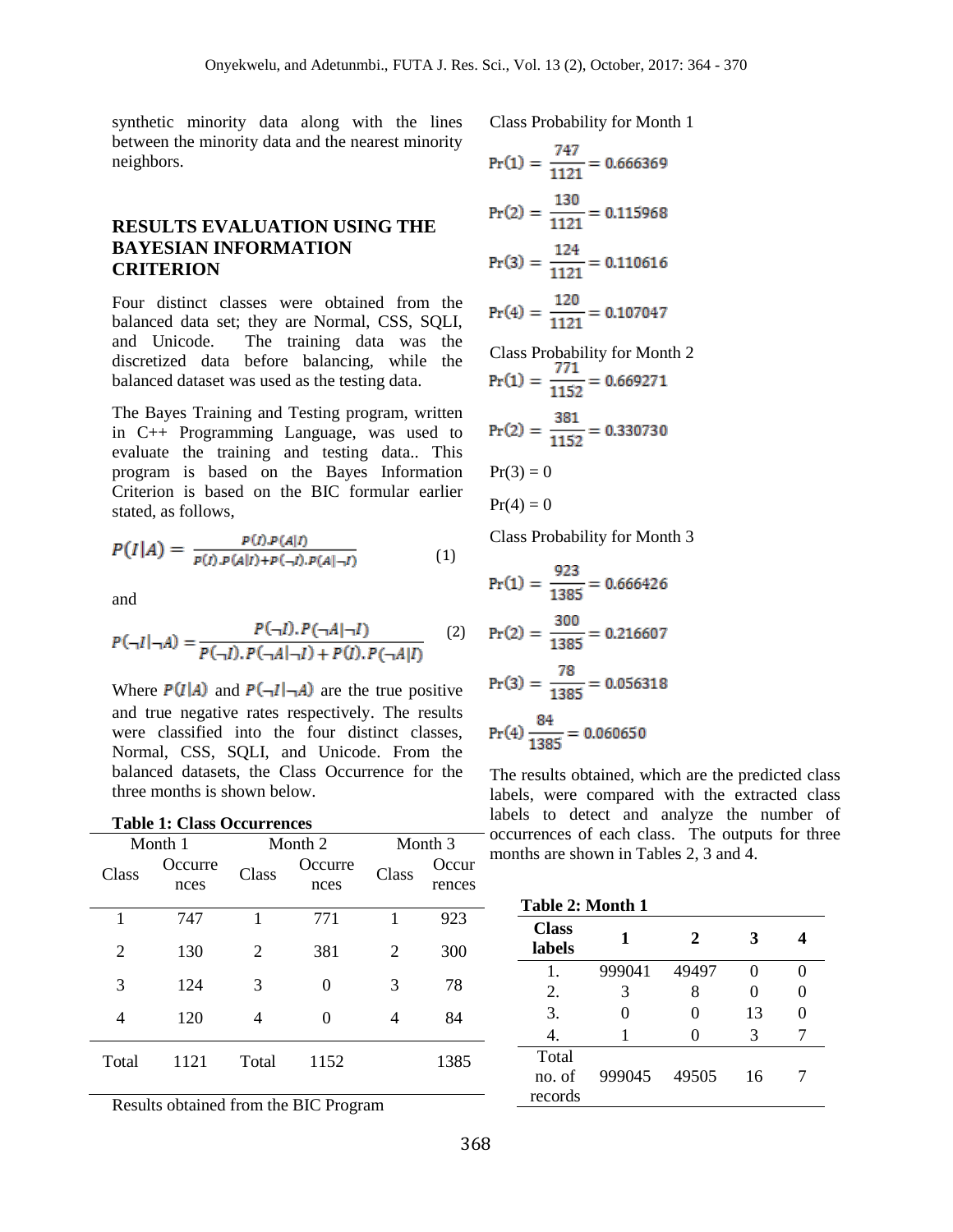synthetic minority data along with the lines between the minority data and the nearest minority neighbors.

## RESULTS EVALUATION USING THE BAYESIAN INFORMATION CRITERION

Four distinct classes were obtained from the balanced data set; they are Normal, CSS, SQLI, and Unicode. The training data was the discretized data before balancing, while the balanced dataset was used as the testing data.

The Bayes Training and Testing program, written in C++ Programming Language, was used to evaluate the training and testing data.. This program is based on the Bayes Information Criterion is based on the BIC formular earlier stated, as follows,

$$P(I|A) = \frac{P(I).P(A|I)}{P(I).P(A|I)+P(\neg I).P(A|\neg I)} \quad (1)$$

and

$$P(\neg I|\neg A) = \frac{P(\neg I).P(\neg A|\neg I)}{P(\neg I).P(\neg A|\neg I) + P(I).P(\neg A|I)} \quad (2)$$

Where $P(I|A)$ and $P(\neg I|\neg A)$ are the true positive and true negative rates respectively. The results were classified into the four distinct classes, Normal, CSS, SQLI, and Unicode. From the balanced datasets, the Class Occurrence for the three months is shown below.

**Table 1: Class Occurrences**

| Month 1 | | Month 2 | | Month 3 | |
|---|---|---|---|---|---|
| Class | Occurrences | Class | Occurrences | Class | Occurrences |
| 1 | 747 | 1 | 771 | 1 | 923 |
| 2 | 130 | 2 | 381 | 2 | 300 |
| 3 | 124 | 3 | 0 | 3 | 78 |
| 4 | 120 | 4 | 0 | 4 | 84 |
| Total | 1121 | Total | 1152 | | 1385 |

Results obtained from the BIC Program

Class Probability for Month 1

$$\Pr(1) = \frac{747}{1121} = 0.666369$$

$$\Pr(2) = \frac{130}{1121} = 0.115968$$

$$\Pr(3) = \frac{124}{1121} = 0.110616$$

$$\Pr(4) = \frac{120}{1121} = 0.107047$$

Class Probability for Month 2

$$\Pr(1) = \frac{771}{1152} = 0.669271$$

$$\Pr(2) = \frac{381}{1152} = 0.330730$$

$\Pr(3) = 0$

$\Pr(4) = 0$

Class Probability for Month 3

$$\Pr(1) = \frac{923}{1385} = 0.666426$$

$$\Pr(2) = \frac{300}{1385} = 0.216607$$

$$\Pr(3) = \frac{78}{1385} = 0.056318$$

$$\Pr(4)\ \frac{84}{1385} = 0.060650$$

The results obtained, which are the predicted class labels, were compared with the extracted class labels to detect and analyze the number of occurrences of each class. The outputs for three months are shown in Tables 2, 3 and 4.

**Table 2: Month 1**

| Class labels | 1 | 2 | 3 | 4 |
|---|---|---|---|---|
| 1. | 999041 | 49497 | 0 | 0 |
| 2. | 3 | 8 | 0 | 0 |
| 3. | 0 | 0 | 13 | 0 |
| 4. | 1 | 0 | 3 | 7 |
| Total no. of records | 999045 | 49505 | 16 | 7 |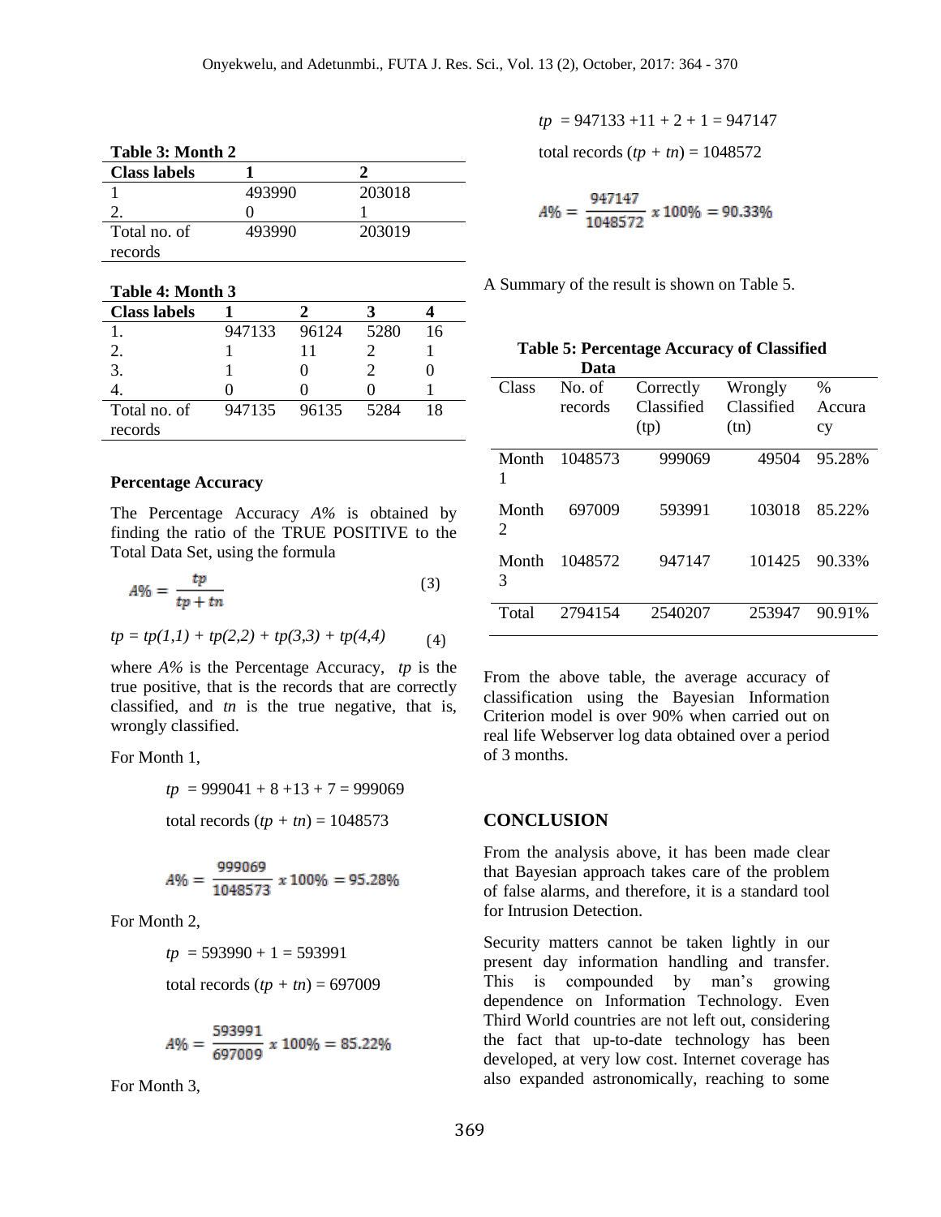**Table 3: Month 2**

| Class labels | 1 | 2 |
|---|---|---|
| 1 | 493990 | 203018 |
| 2. | 0 | 1 |
| Total no. of records | 493990 | 203019 |

**Table 4: Month 3**

| Class labels | 1 | 2 | 3 | 4 |
|---|---|---|---|---|
| 1. | 947133 | 96124 | 5280 | 16 |
| 2. | 1 | 11 | 2 | 1 |
| 3. | 1 | 0 | 2 | 0 |
| 4. | 0 | 0 | 0 | 1 |
| Total no. of records | 947135 | 96135 | 5284 | 18 |

**Percentage Accuracy**

The Percentage Accuracy *A%* is obtained by finding the ratio of the TRUE POSITIVE to the Total Data Set, using the formula

$$A\% = \frac{tp}{tp + tn} \quad (3)$$

$$tp = tp(1,1) + tp(2,2) + tp(3,3) + tp(4,4) \quad (4)$$

where *A%* is the Percentage Accuracy, *tp* is the true positive, that is the records that are correctly classified, and *tn* is the true negative, that is, wrongly classified.

For Month 1,

$tp = 999041 + 8 + 13 + 7 = 999069$

total records $(tp + tn) = 1048573$

$$A\% = \frac{999069}{1048573} \times 100\% = 95.28\%$$

For Month 2,

$tp = 593990 + 1 = 593991$

total records $(tp + tn) = 697009$

$$A\% = \frac{593991}{697009} \times 100\% = 85.22\%$$

For Month 3,

$tp = 947133 + 11 + 2 + 1 = 947147$

total records $(tp + tn) = 1048572$

$$A\% = \frac{947147}{1048572} \times 100\% = 90.33\%$$

A Summary of the result is shown on Table 5.

**Table 5: Percentage Accuracy of Classified Data**

| Class | No. of records | Correctly Classified (tp) | Wrongly Classified (tn) | % Accuracy |
|---|---|---|---|---|
| Month 1 | 1048573 | 999069 | 49504 | 95.28% |
| Month 2 | 697009 | 593991 | 103018 | 85.22% |
| Month 3 | 1048572 | 947147 | 101425 | 90.33% |
| Total | 2794154 | 2540207 | 253947 | 90.91% |

From the above table, the average accuracy of classification using the Bayesian Information Criterion model is over 90% when carried out on real life Webserver log data obtained over a period of 3 months.

## CONCLUSION

From the analysis above, it has been made clear that Bayesian approach takes care of the problem of false alarms, and therefore, it is a standard tool for Intrusion Detection.

Security matters cannot be taken lightly in our present day information handling and transfer. This is compounded by man's growing dependence on Information Technology. Even Third World countries are not left out, considering the fact that up-to-date technology has been developed, at very low cost. Internet coverage has also expanded astronomically, reaching to some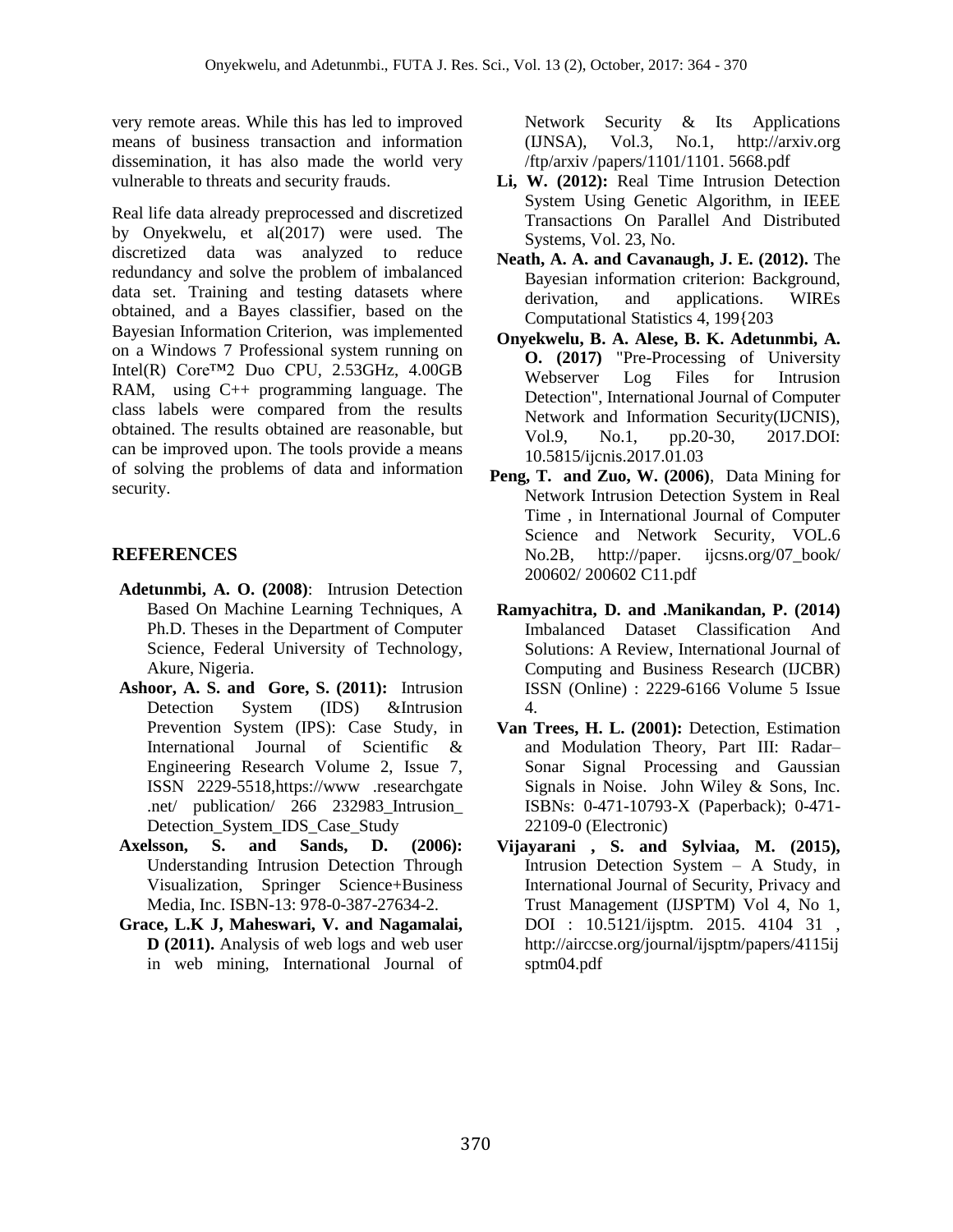very remote areas. While this has led to improved means of business transaction and information dissemination, it has also made the world very vulnerable to threats and security frauds.

Real life data already preprocessed and discretized by Onyekwelu, et al(2017) were used. The discretized data was analyzed to reduce redundancy and solve the problem of imbalanced data set. Training and testing datasets where obtained, and a Bayes classifier, based on the Bayesian Information Criterion, was implemented on a Windows 7 Professional system running on Intel(R) Core™2 Duo CPU, 2.53GHz, 4.00GB RAM, using C++ programming language. The class labels were compared from the results obtained. The results obtained are reasonable, but can be improved upon. The tools provide a means of solving the problems of data and information security.

## REFERENCES

**Adetunmbi, A. O. (2008)**: Intrusion Detection Based On Machine Learning Techniques, A Ph.D. Theses in the Department of Computer Science, Federal University of Technology, Akure, Nigeria.

**Ashoor, A. S. and Gore, S. (2011):** Intrusion Detection System (IDS) &Intrusion Prevention System (IPS): Case Study, in International Journal of Scientific & Engineering Research Volume 2, Issue 7, ISSN 2229-5518,https://www .researchgate .net/ publication/ 266 232983_Intrusion_ Detection_System_IDS_Case_Study

**Axelsson, S. and Sands, D. (2006):** Understanding Intrusion Detection Through Visualization, Springer Science+Business Media, Inc. ISBN-13: 978-0-387-27634-2.

**Grace, L.K J, Maheswari, V. and Nagamalai, D (2011).** Analysis of web logs and web user in web mining, International Journal of Network Security & Its Applications (IJNSA), Vol.3, No.1, http://arxiv.org /ftp/arxiv /papers/1101/1101. 5668.pdf

**Li, W. (2012):** Real Time Intrusion Detection System Using Genetic Algorithm, in IEEE Transactions On Parallel And Distributed Systems, Vol. 23, No.

**Neath, A. A. and Cavanaugh, J. E. (2012).** The Bayesian information criterion: Background, derivation, and applications. WIREs Computational Statistics 4, 199{203

**Onyekwelu, B. A. Alese, B. K. Adetunmbi, A. O. (2017)** "Pre-Processing of University Webserver Log Files for Intrusion Detection", International Journal of Computer Network and Information Security(IJCNIS), Vol.9, No.1, pp.20-30, 2017.DOI: 10.5815/ijcnis.2017.01.03

**Peng, T. and Zuo, W. (2006)**, Data Mining for Network Intrusion Detection System in Real Time , in International Journal of Computer Science and Network Security, VOL.6 No.2B, http://paper. ijcsns.org/07_book/ 200602/ 200602 C11.pdf

**Ramyachitra, D. and .Manikandan, P. (2014)** Imbalanced Dataset Classification And Solutions: A Review, International Journal of Computing and Business Research (IJCBR) ISSN (Online) : 2229-6166 Volume 5 Issue 4.

**Van Trees, H. L. (2001):** Detection, Estimation and Modulation Theory, Part III: Radar–Sonar Signal Processing and Gaussian Signals in Noise. John Wiley & Sons, Inc. ISBNs: 0-471-10793-X (Paperback); 0-471-22109-0 (Electronic)

**Vijayarani , S. and Sylviaa, M. (2015),** Intrusion Detection System – A Study, in International Journal of Security, Privacy and Trust Management (IJSPTM) Vol 4, No 1, DOI : 10.5121/ijsptm. 2015. 4104 31 , http://airccse.org/journal/ijsptm/papers/4115ijsptm04.pdf